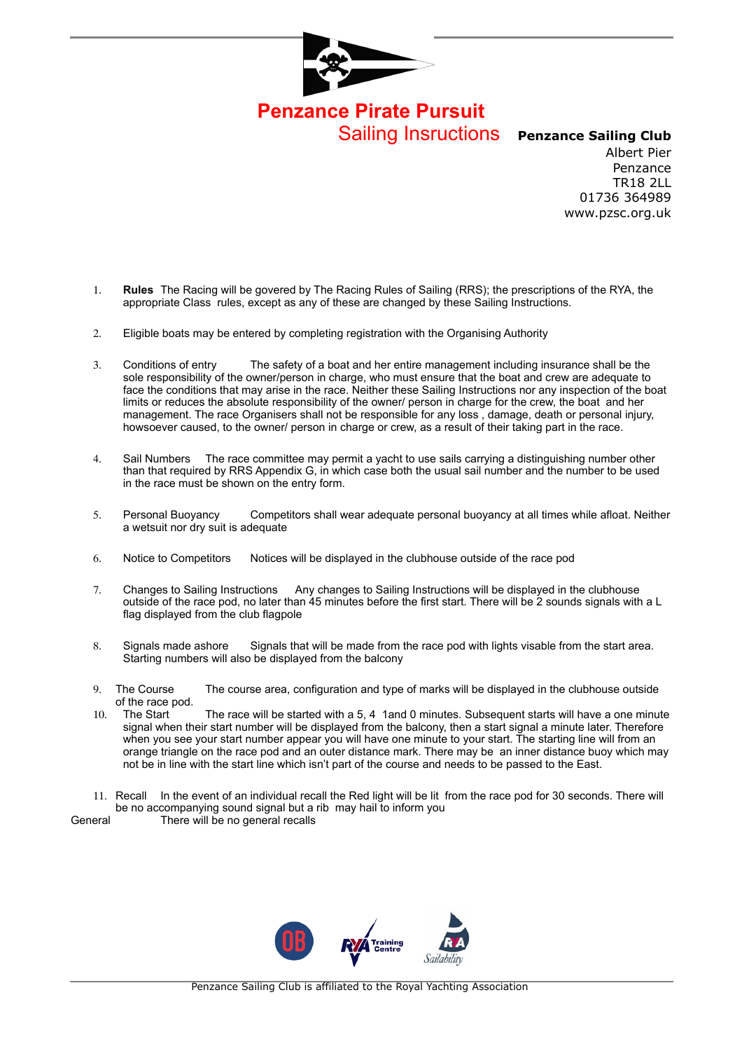# Penzance Pirate Pursuit

## Sailing Insructions

**Penzance Sailing Club**
Albert Pier
Penzance
TR18 2LL
01736 364989
www.pzsc.org.uk

1. **Rules** The Racing will be govered by The Racing Rules of Sailing (RRS); the prescriptions of the RYA, the appropriate Class rules, except as any of these are changed by these Sailing Instructions.

2. Eligible boats may be entered by completing registration with the Organising Authority

3. Conditions of entry The safety of a boat and her entire management including insurance shall be the sole responsibility of the owner/person in charge, who must ensure that the boat and crew are adequate to face the conditions that may arise in the race. Neither these Sailing Instructions nor any inspection of the boat limits or reduces the absolute responsibility of the owner/ person in charge for the crew, the boat and her management. The race Organisers shall not be responsible for any loss , damage, death or personal injury, howsoever caused, to the owner/ person in charge or crew, as a result of their taking part in the race.

4. Sail Numbers The race committee may permit a yacht to use sails carrying a distinguishing number other than that required by RRS Appendix G, in which case both the usual sail number and the number to be used in the race must be shown on the entry form.

5. Personal Buoyancy Competitors shall wear adequate personal buoyancy at all times while afloat. Neither a wetsuit nor dry suit is adequate

6. Notice to Competitors Notices will be displayed in the clubhouse outside of the race pod

7. Changes to Sailing Instructions Any changes to Sailing Instructions will be displayed in the clubhouse outside of the race pod, no later than 45 minutes before the first start. There will be 2 sounds signals with a L flag displayed from the club flagpole

8. Signals made ashore Signals that will be made from the race pod with lights visable from the start area. Starting numbers will also be displayed from the balcony

9. The Course The course area, configuration and type of marks will be displayed in the clubhouse outside of the race pod.

10. The Start The race will be started with a 5, 4 1and 0 minutes. Subsequent starts will have a one minute signal when their start number will be displayed from the balcony, then a start signal a minute later. Therefore when you see your start number appear you will have one minute to your start. The starting line will from an orange triangle on the race pod and an outer distance mark. There may be an inner distance buoy which may not be in line with the start line which isn't part of the course and needs to be passed to the East.

11. Recall In the event of an individual recall the Red light will be lit from the race pod for 30 seconds. There will be no accompanying sound signal but a rib may hail to inform you

General There will be no general recalls

Penzance Sailing Club is affiliated to the Royal Yachting Association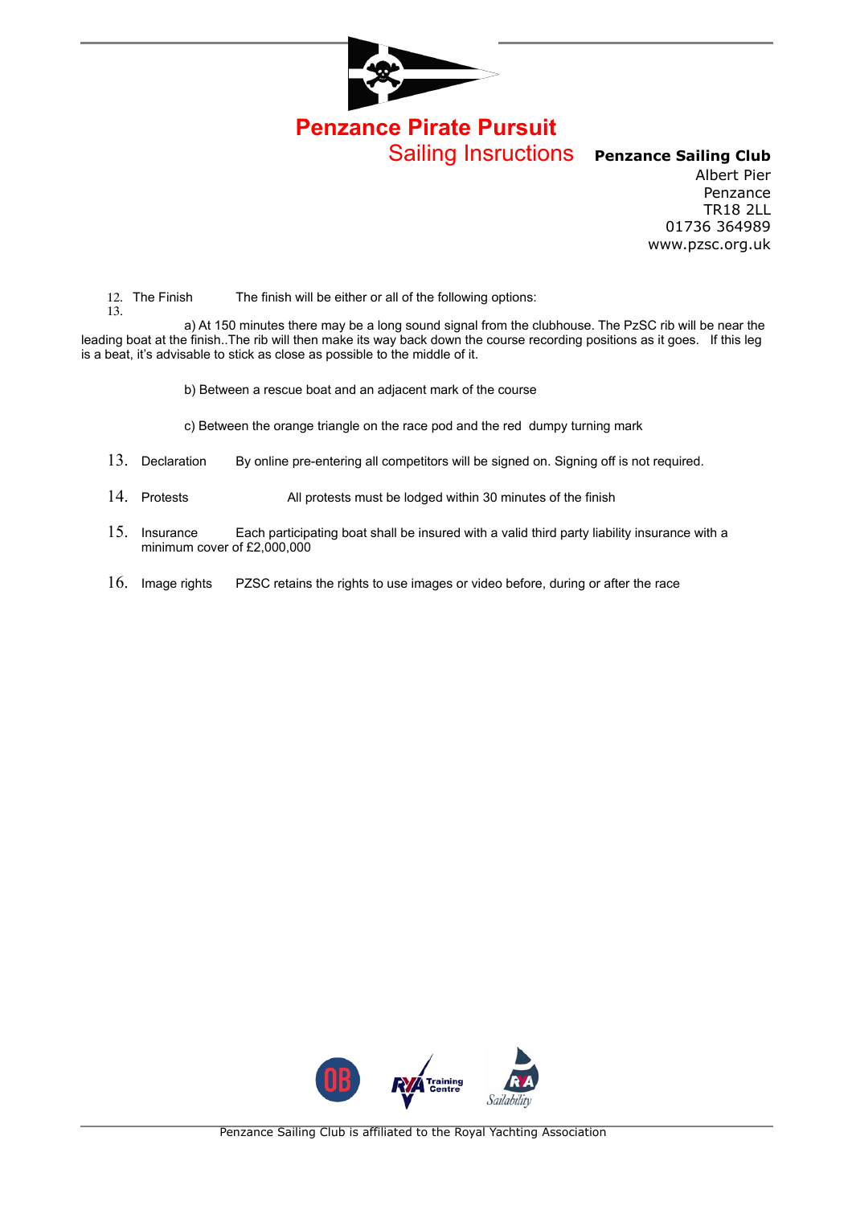# Penzance Pirate Pursuit

## Sailing Insructions

**Penzance Sailing Club**
Albert Pier
Penzance
TR18 2LL
01736 364989
www.pzsc.org.uk

12. The Finish The finish will be either or all of the following options:

13.

a) At 150 minutes there may be a long sound signal from the clubhouse. The PzSC rib will be near the leading boat at the finish..The rib will then make its way back down the course recording positions as it goes. If this leg is a beat, it's advisable to stick as close as possible to the middle of it.

b) Between a rescue boat and an adjacent mark of the course

c) Between the orange triangle on the race pod and the red dumpy turning mark

13. Declaration By online pre-entering all competitors will be signed on. Signing off is not required.

14. Protests All protests must be lodged within 30 minutes of the finish

15. Insurance Each participating boat shall be insured with a valid third party liability insurance with a minimum cover of £2,000,000

16. Image rights PZSC retains the rights to use images or video before, during or after the race

Penzance Sailing Club is affiliated to the Royal Yachting Association